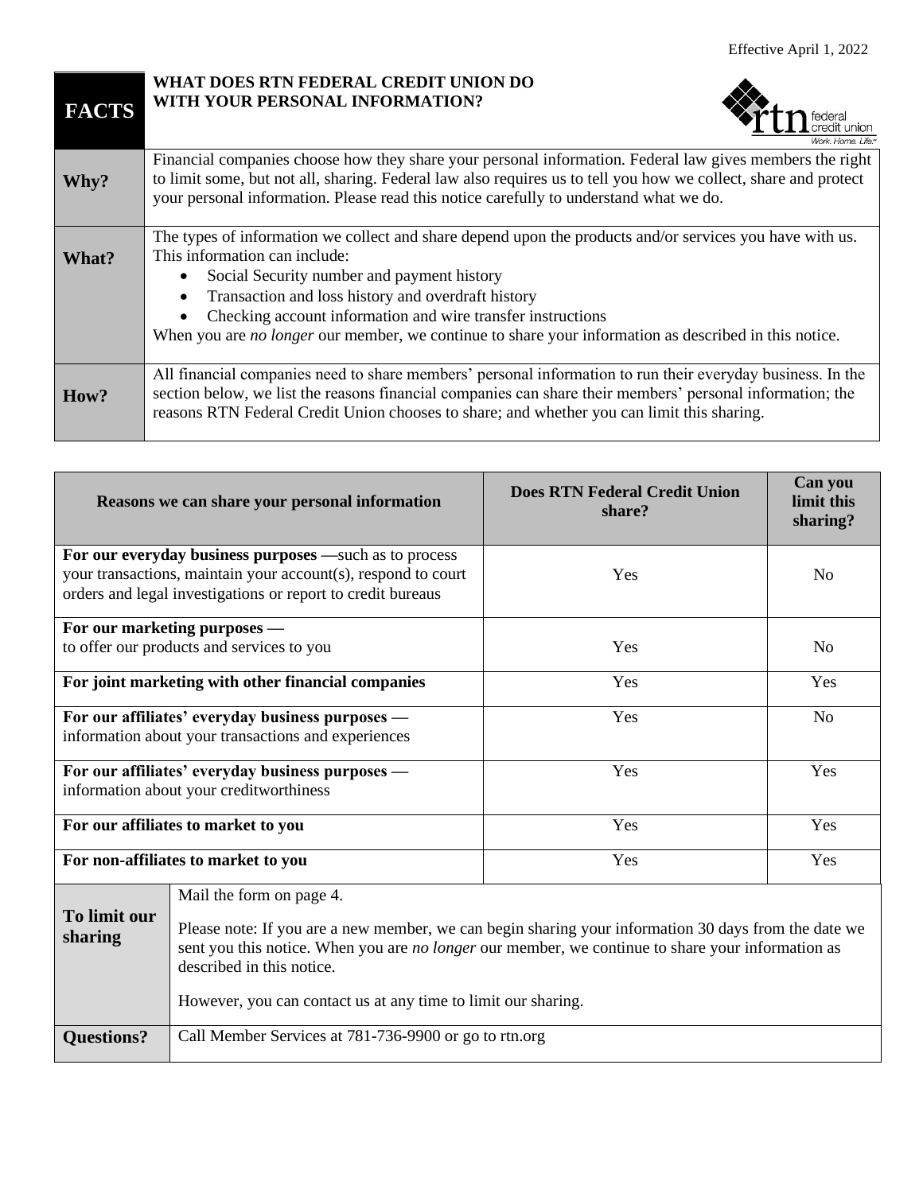Effective April 1, 2022

| FACTS | WHAT DOES RTN FEDERAL CREDIT UNION DO WITH YOUR PERSONAL INFORMATION? |
|---|---|
| **Why?** | Financial companies choose how they share your personal information. Federal law gives members the right to limit some, but not all, sharing. Federal law also requires us to tell you how we collect, share and protect your personal information. Please read this notice carefully to understand what we do. |
| **What?** | The types of information we collect and share depend upon the products and/or services you have with us. This information can include:<br>• Social Security number and payment history<br>• Transaction and loss history and overdraft history<br>• Checking account information and wire transfer instructions<br>When you are *no longer* our member, we continue to share your information as described in this notice. |
| **How?** | All financial companies need to share members' personal information to run their everyday business. In the section below, we list the reasons financial companies can share their members' personal information; the reasons RTN Federal Credit Union chooses to share; and whether you can limit this sharing. |

| Reasons we can share your personal information | Does RTN Federal Credit Union share? | Can you limit this sharing? |
|---|---|---|
| **For our everyday business purposes** —such as to process your transactions, maintain your account(s), respond to court orders and legal investigations or report to credit bureaus | Yes | No |
| **For our marketing purposes** — to offer our products and services to you | Yes | No |
| **For joint marketing with other financial companies** | Yes | Yes |
| **For our affiliates' everyday business purposes** — information about your transactions and experiences | Yes | No |
| **For our affiliates' everyday business purposes** — information about your creditworthiness | Yes | Yes |
| **For our affiliates to market to you** | Yes | Yes |
| **For non-affiliates to market to you** | Yes | Yes |

| | |
|---|---|
| **To limit our sharing** | Mail the form on page 4.<br><br>Please note: If you are a new member, we can begin sharing your information 30 days from the date we sent you this notice. When you are *no longer* our member, we continue to share your information as described in this notice.<br><br>However, you can contact us at any time to limit our sharing. |
| **Questions?** | Call Member Services at 781-736-9900 or go to rtn.org |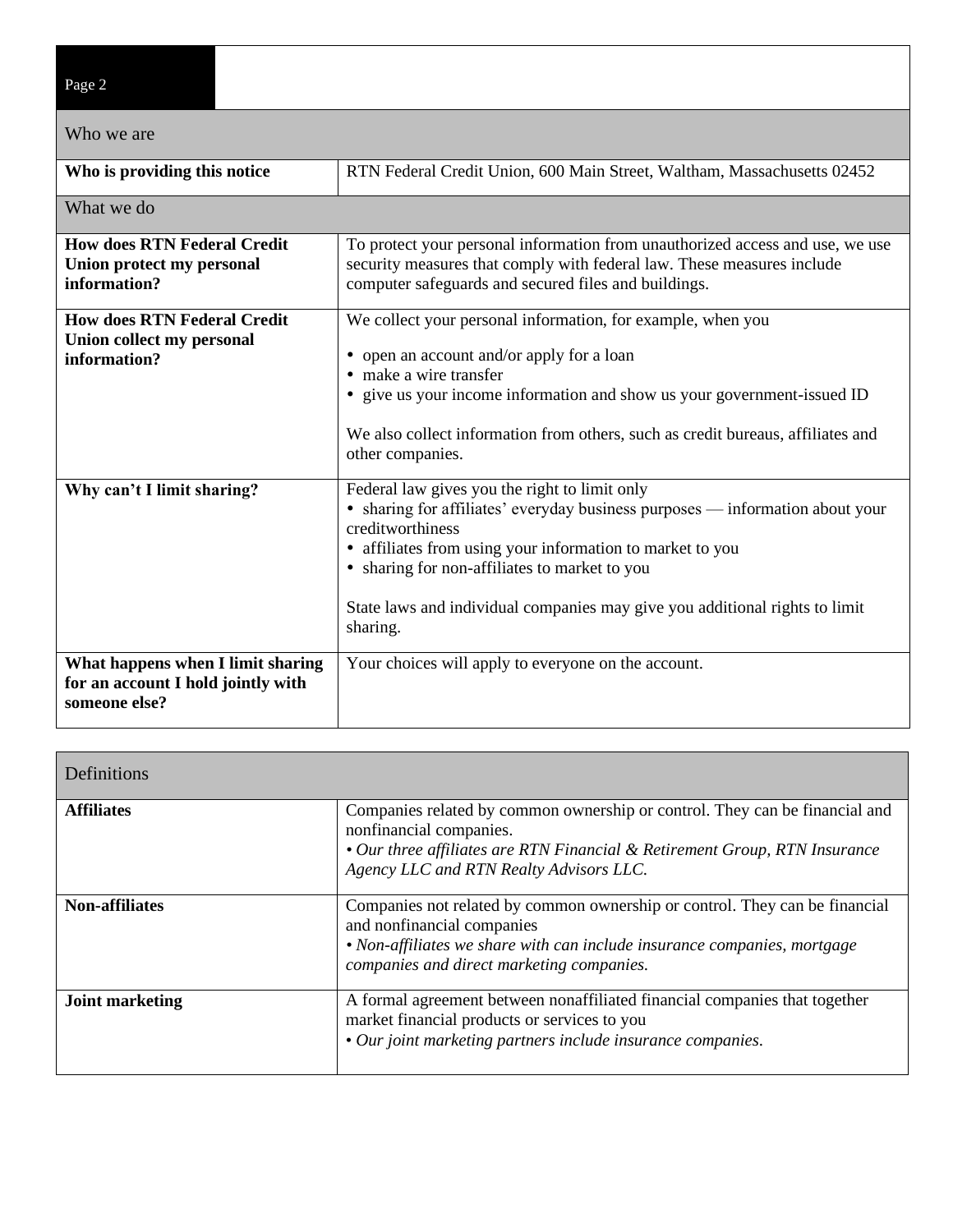| Who we are | |
|---|---|
| **Who is providing this notice** | RTN Federal Credit Union, 600 Main Street, Waltham, Massachusetts 02452 |

| What we do | |
|---|---|
| **How does RTN Federal Credit Union protect my personal information?** | To protect your personal information from unauthorized access and use, we use security measures that comply with federal law. These measures include computer safeguards and secured files and buildings. |
| **How does RTN Federal Credit Union collect my personal information?** | We collect your personal information, for example, when you<br>• open an account and/or apply for a loan<br>• make a wire transfer<br>• give us your income information and show us your government-issued ID<br><br>We also collect information from others, such as credit bureaus, affiliates and other companies. |
| **Why can't I limit sharing?** | Federal law gives you the right to limit only<br>• sharing for affiliates' everyday business purposes — information about your creditworthiness<br>• affiliates from using your information to market to you<br>• sharing for non-affiliates to market to you<br><br>State laws and individual companies may give you additional rights to limit sharing. |
| **What happens when I limit sharing for an account I hold jointly with someone else?** | Your choices will apply to everyone on the account. |

| Definitions | |
|---|---|
| **Affiliates** | Companies related by common ownership or control. They can be financial and nonfinancial companies.<br>*• Our three affiliates are RTN Financial & Retirement Group, RTN Insurance Agency LLC and RTN Realty Advisors LLC.* |
| **Non-affiliates** | Companies not related by common ownership or control. They can be financial and nonfinancial companies<br>*• Non-affiliates we share with can include insurance companies, mortgage companies and direct marketing companies.* |
| **Joint marketing** | A formal agreement between nonaffiliated financial companies that together market financial products or services to you<br>*• Our joint marketing partners include insurance companies.* |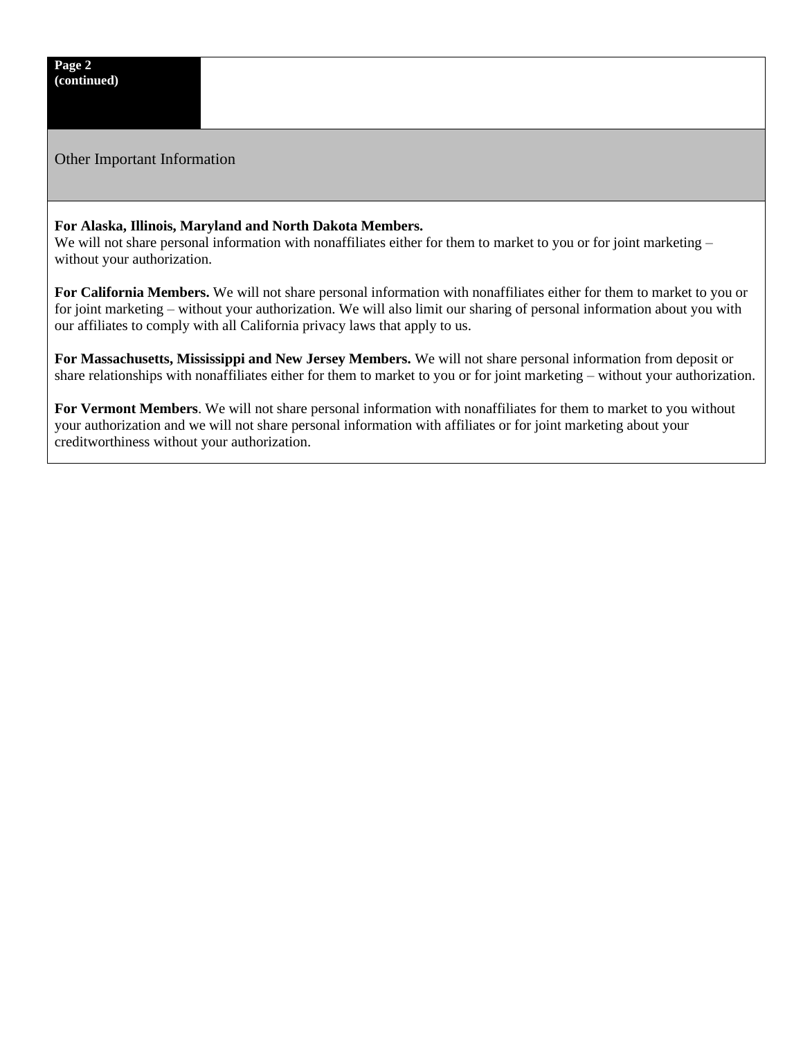**Page 2 (continued)**

## Other Important Information

**For Alaska, Illinois, Maryland and North Dakota Members.**
We will not share personal information with nonaffiliates either for them to market to you or for joint marketing – without your authorization.

**For California Members.** We will not share personal information with nonaffiliates either for them to market to you or for joint marketing – without your authorization. We will also limit our sharing of personal information about you with our affiliates to comply with all California privacy laws that apply to us.

**For Massachusetts, Mississippi and New Jersey Members.** We will not share personal information from deposit or share relationships with nonaffiliates either for them to market to you or for joint marketing – without your authorization.

**For Vermont Members**. We will not share personal information with nonaffiliates for them to market to you without your authorization and we will not share personal information with affiliates or for joint marketing about your creditworthiness without your authorization.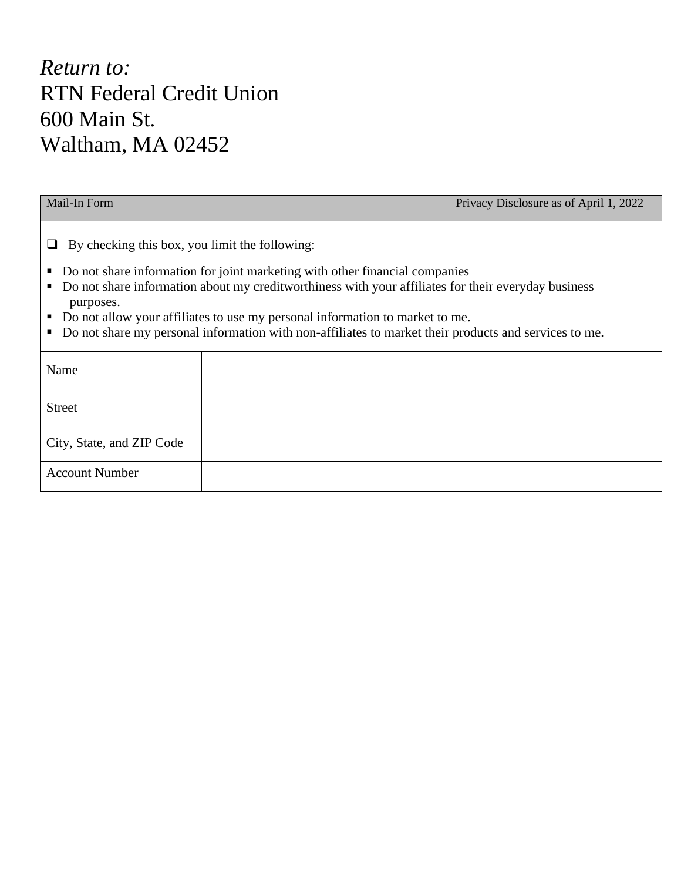*Return to:*
RTN Federal Credit Union
600 Main St.
Waltham, MA 02452

| Mail-In Form | Privacy Disclosure as of April 1, 2022 |
|---|---|
| ❑ By checking this box, you limit the following:<br>▪ Do not share information for joint marketing with other financial companies<br>▪ Do not share information about my creditworthiness with your affiliates for their everyday business purposes.<br>▪ Do not allow your affiliates to use my personal information to market to me.<br>▪ Do not share my personal information with non-affiliates to market their products and services to me. | |
| Name | |
| Street | |
| City, State, and ZIP Code | |
| Account Number | |